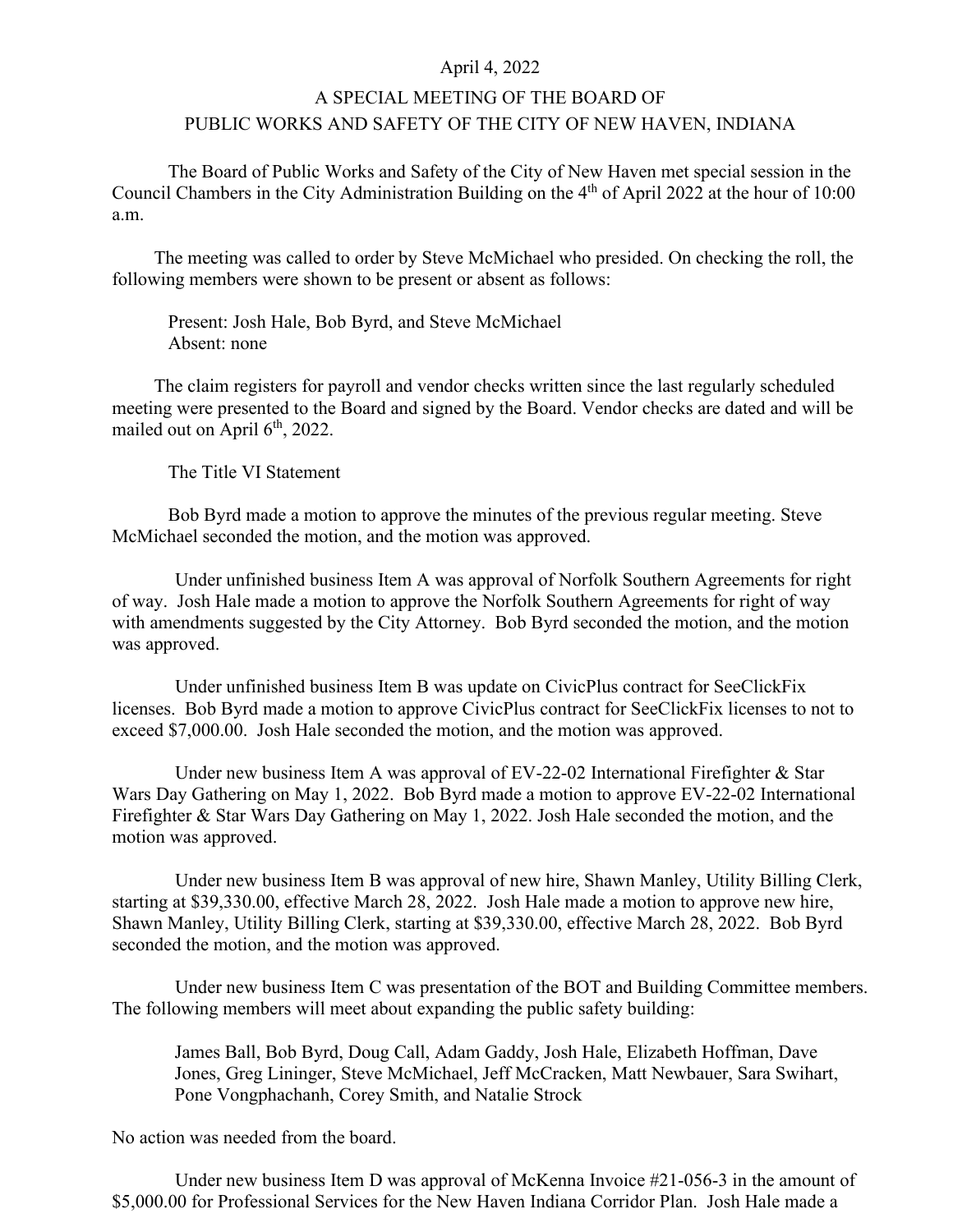April 4, 2022

A SPECIAL MEETING OF THE BOARD OF
PUBLIC WORKS AND SAFETY OF THE CITY OF NEW HAVEN, INDIANA

The Board of Public Works and Safety of the City of New Haven met special session in the Council Chambers in the City Administration Building on the 4th of April 2022 at the hour of 10:00 a.m.

The meeting was called to order by Steve McMichael who presided. On checking the roll, the following members were shown to be present or absent as follows:

Present: Josh Hale, Bob Byrd, and Steve McMichael
Absent: none

The claim registers for payroll and vendor checks written since the last regularly scheduled meeting were presented to the Board and signed by the Board. Vendor checks are dated and will be mailed out on April 6th, 2022.

The Title VI Statement

Bob Byrd made a motion to approve the minutes of the previous regular meeting. Steve McMichael seconded the motion, and the motion was approved.

Under unfinished business Item A was approval of Norfolk Southern Agreements for right of way. Josh Hale made a motion to approve the Norfolk Southern Agreements for right of way with amendments suggested by the City Attorney. Bob Byrd seconded the motion, and the motion was approved.

Under unfinished business Item B was update on CivicPlus contract for SeeClickFix licenses. Bob Byrd made a motion to approve CivicPlus contract for SeeClickFix licenses to not to exceed $7,000.00. Josh Hale seconded the motion, and the motion was approved.

Under new business Item A was approval of EV-22-02 International Firefighter & Star Wars Day Gathering on May 1, 2022. Bob Byrd made a motion to approve EV-22-02 International Firefighter & Star Wars Day Gathering on May 1, 2022. Josh Hale seconded the motion, and the motion was approved.

Under new business Item B was approval of new hire, Shawn Manley, Utility Billing Clerk, starting at $39,330.00, effective March 28, 2022. Josh Hale made a motion to approve new hire, Shawn Manley, Utility Billing Clerk, starting at $39,330.00, effective March 28, 2022. Bob Byrd seconded the motion, and the motion was approved.

Under new business Item C was presentation of the BOT and Building Committee members. The following members will meet about expanding the public safety building:

James Ball, Bob Byrd, Doug Call, Adam Gaddy, Josh Hale, Elizabeth Hoffman, Dave Jones, Greg Lininger, Steve McMichael, Jeff McCracken, Matt Newbauer, Sara Swihart, Pone Vongphachanh, Corey Smith, and Natalie Strock

No action was needed from the board.

Under new business Item D was approval of McKenna Invoice #21-056-3 in the amount of $5,000.00 for Professional Services for the New Haven Indiana Corridor Plan. Josh Hale made a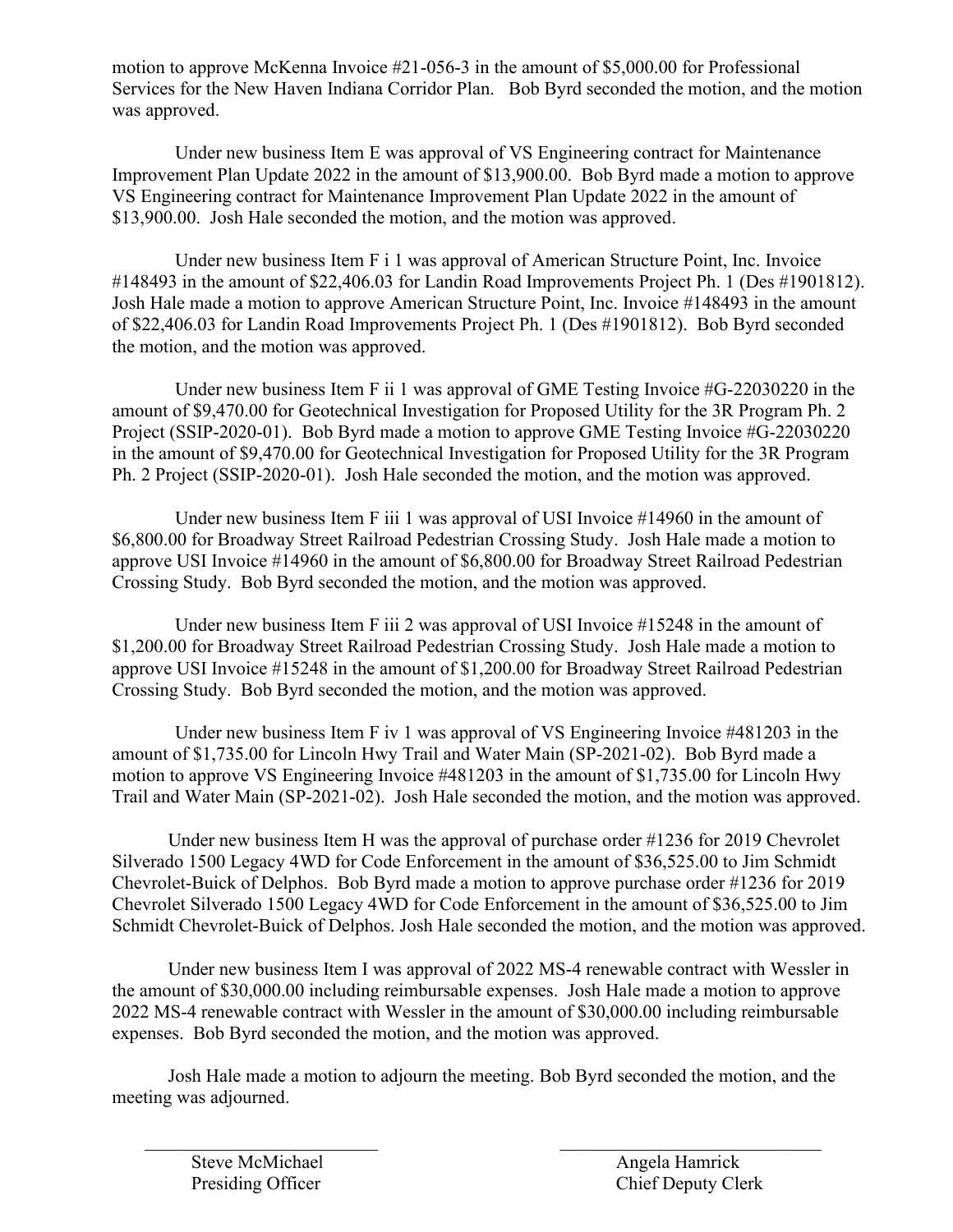motion to approve McKenna Invoice #21-056-3 in the amount of $5,000.00 for Professional Services for the New Haven Indiana Corridor Plan. Bob Byrd seconded the motion, and the motion was approved.

Under new business Item E was approval of VS Engineering contract for Maintenance Improvement Plan Update 2022 in the amount of $13,900.00. Bob Byrd made a motion to approve VS Engineering contract for Maintenance Improvement Plan Update 2022 in the amount of $13,900.00. Josh Hale seconded the motion, and the motion was approved.

Under new business Item F i 1 was approval of American Structure Point, Inc. Invoice #148493 in the amount of $22,406.03 for Landin Road Improvements Project Ph. 1 (Des #1901812). Josh Hale made a motion to approve American Structure Point, Inc. Invoice #148493 in the amount of $22,406.03 for Landin Road Improvements Project Ph. 1 (Des #1901812). Bob Byrd seconded the motion, and the motion was approved.

Under new business Item F ii 1 was approval of GME Testing Invoice #G-22030220 in the amount of $9,470.00 for Geotechnical Investigation for Proposed Utility for the 3R Program Ph. 2 Project (SSIP-2020-01). Bob Byrd made a motion to approve GME Testing Invoice #G-22030220 in the amount of $9,470.00 for Geotechnical Investigation for Proposed Utility for the 3R Program Ph. 2 Project (SSIP-2020-01). Josh Hale seconded the motion, and the motion was approved.

Under new business Item F iii 1 was approval of USI Invoice #14960 in the amount of $6,800.00 for Broadway Street Railroad Pedestrian Crossing Study. Josh Hale made a motion to approve USI Invoice #14960 in the amount of $6,800.00 for Broadway Street Railroad Pedestrian Crossing Study. Bob Byrd seconded the motion, and the motion was approved.

Under new business Item F iii 2 was approval of USI Invoice #15248 in the amount of $1,200.00 for Broadway Street Railroad Pedestrian Crossing Study. Josh Hale made a motion to approve USI Invoice #15248 in the amount of $1,200.00 for Broadway Street Railroad Pedestrian Crossing Study. Bob Byrd seconded the motion, and the motion was approved.

Under new business Item F iv 1 was approval of VS Engineering Invoice #481203 in the amount of $1,735.00 for Lincoln Hwy Trail and Water Main (SP-2021-02). Bob Byrd made a motion to approve VS Engineering Invoice #481203 in the amount of $1,735.00 for Lincoln Hwy Trail and Water Main (SP-2021-02). Josh Hale seconded the motion, and the motion was approved.

Under new business Item H was the approval of purchase order #1236 for 2019 Chevrolet Silverado 1500 Legacy 4WD for Code Enforcement in the amount of $36,525.00 to Jim Schmidt Chevrolet-Buick of Delphos. Bob Byrd made a motion to approve purchase order #1236 for 2019 Chevrolet Silverado 1500 Legacy 4WD for Code Enforcement in the amount of $36,525.00 to Jim Schmidt Chevrolet-Buick of Delphos. Josh Hale seconded the motion, and the motion was approved.

Under new business Item I was approval of 2022 MS-4 renewable contract with Wessler in the amount of $30,000.00 including reimbursable expenses. Josh Hale made a motion to approve 2022 MS-4 renewable contract with Wessler in the amount of $30,000.00 including reimbursable expenses. Bob Byrd seconded the motion, and the motion was approved.

Josh Hale made a motion to adjourn the meeting. Bob Byrd seconded the motion, and the meeting was adjourned.

| | |
|---|---|
| ______________________ | ______________________ |
| Steve McMichael | Angela Hamrick |
| Presiding Officer | Chief Deputy Clerk |